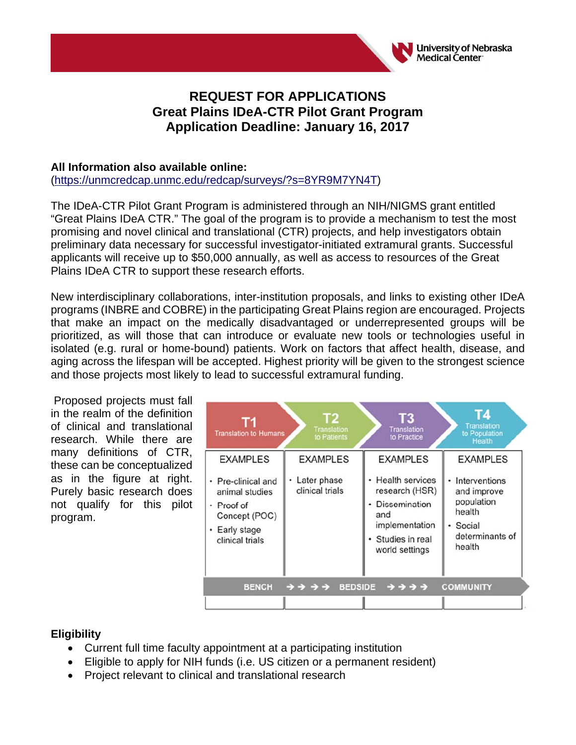# REQUEST FOR APPLICATIONS
## Great Plains IDeA-CTR Pilot Grant Program
## Application Deadline: January 16, 2017

**All Information also available online:**
(https://unmcredcap.unmc.edu/redcap/surveys/?s=8YR9M7YN4T)

The IDeA-CTR Pilot Grant Program is administered through an NIH/NIGMS grant entitled "Great Plains IDeA CTR." The goal of the program is to provide a mechanism to test the most promising and novel clinical and translational (CTR) projects, and help investigators obtain preliminary data necessary for successful investigator-initiated extramural grants. Successful applicants will receive up to $50,000 annually, as well as access to resources of the Great Plains IDeA CTR to support these research efforts.

New interdisciplinary collaborations, inter-institution proposals, and links to existing other IDeA programs (INBRE and COBRE) in the participating Great Plains region are encouraged. Projects that make an impact on the medically disadvantaged or underrepresented groups will be prioritized, as will those that can introduce or evaluate new tools or technologies useful in isolated (e.g. rural or home-bound) patients. Work on factors that affect health, disease, and aging across the lifespan will be accepted. Highest priority will be given to the strongest science and those projects most likely to lead to successful extramural funding.

Proposed projects must fall in the realm of the definition of clinical and translational research. While there are many definitions of CTR, these can be conceptualized as in the figure at right. Purely basic research does not qualify for this pilot program.

| T1 Translation to Humans | T2 Translation to Patients | T3 Translation to Practice | T4 Translation to Population Health |
|---|---|---|---|
| EXAMPLES | EXAMPLES | EXAMPLES | EXAMPLES |
| • Pre-clinical and animal studies<br>• Proof of Concept (POC)<br>• Early stage clinical trials | • Later phase clinical trials | • Health services research (HSR)<br>• Dissemination and implementation<br>• Studies in real world settings | • Interventions and improve population health<br>• Social determinants of health |

BENCH → → → → BEDSIDE → → → → COMMUNITY

**Eligibility**

- Current full time faculty appointment at a participating institution
- Eligible to apply for NIH funds (i.e. US citizen or a permanent resident)
- Project relevant to clinical and translational research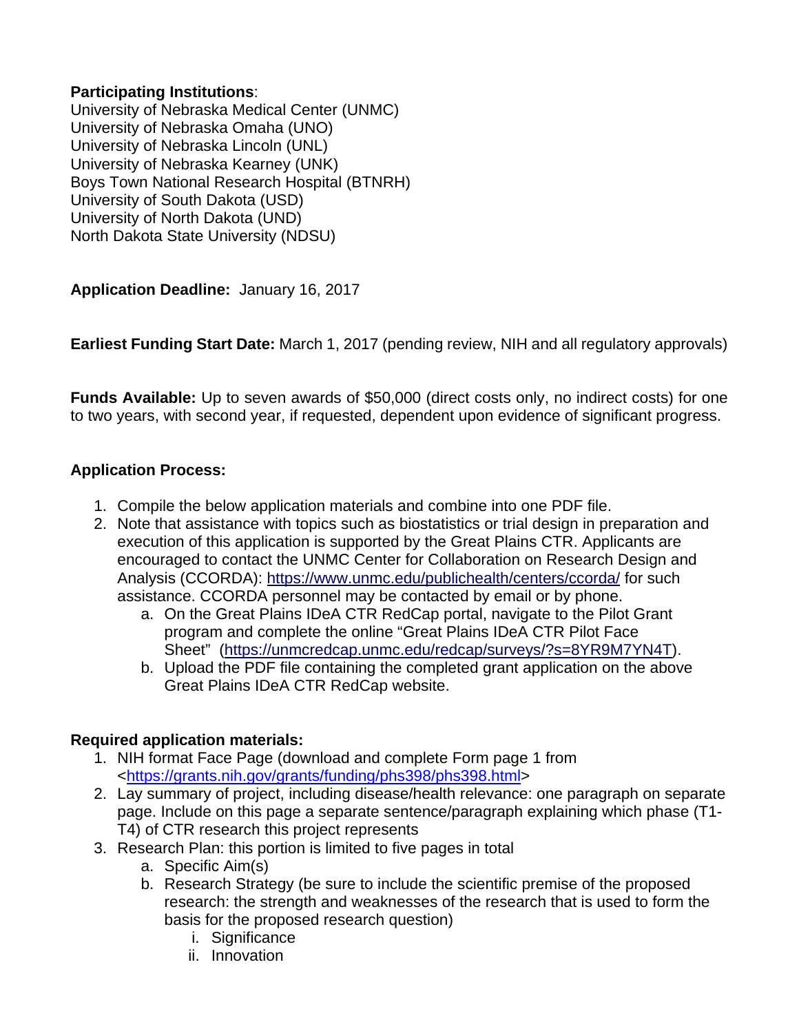**Participating Institutions**:
University of Nebraska Medical Center (UNMC)
University of Nebraska Omaha (UNO)
University of Nebraska Lincoln (UNL)
University of Nebraska Kearney (UNK)
Boys Town National Research Hospital (BTNRH)
University of South Dakota (USD)
University of North Dakota (UND)
North Dakota State University (NDSU)

**Application Deadline:** January 16, 2017

**Earliest Funding Start Date:** March 1, 2017 (pending review, NIH and all regulatory approvals)

**Funds Available:** Up to seven awards of $50,000 (direct costs only, no indirect costs) for one to two years, with second year, if requested, dependent upon evidence of significant progress.

**Application Process:**

1. Compile the below application materials and combine into one PDF file.
2. Note that assistance with topics such as biostatistics or trial design in preparation and execution of this application is supported by the Great Plains CTR. Applicants are encouraged to contact the UNMC Center for Collaboration on Research Design and Analysis (CCORDA): https://www.unmc.edu/publichealth/centers/ccorda/ for such assistance. CCORDA personnel may be contacted by email or by phone.
   a. On the Great Plains IDeA CTR RedCap portal, navigate to the Pilot Grant program and complete the online "Great Plains IDeA CTR Pilot Face Sheet" (https://unmcredcap.unmc.edu/redcap/surveys/?s=8YR9M7YN4T).
   b. Upload the PDF file containing the completed grant application on the above Great Plains IDeA CTR RedCap website.

**Required application materials:**

1. NIH format Face Page (download and complete Form page 1 from <https://grants.nih.gov/grants/funding/phs398/phs398.html>
2. Lay summary of project, including disease/health relevance: one paragraph on separate page. Include on this page a separate sentence/paragraph explaining which phase (T1-T4) of CTR research this project represents
3. Research Plan: this portion is limited to five pages in total
   a. Specific Aim(s)
   b. Research Strategy (be sure to include the scientific premise of the proposed research: the strength and weaknesses of the research that is used to form the basis for the proposed research question)
      i. Significance
      ii. Innovation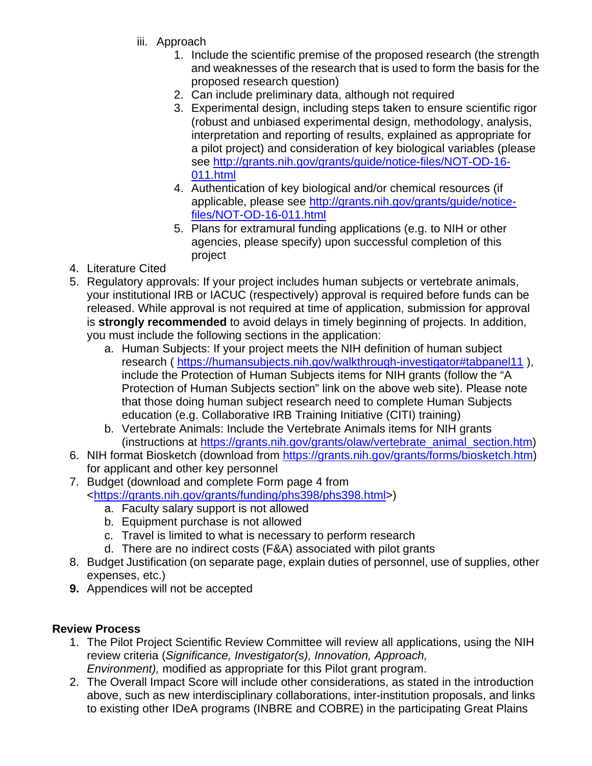iii. Approach
      1. Include the scientific premise of the proposed research (the strength and weaknesses of the research that is used to form the basis for the proposed research question)
      2. Can include preliminary data, although not required
      3. Experimental design, including steps taken to ensure scientific rigor (robust and unbiased experimental design, methodology, analysis, interpretation and reporting of results, explained as appropriate for a pilot project) and consideration of key biological variables (please see [http://grants.nih.gov/grants/guide/notice-files/NOT-OD-16-011.html](http://grants.nih.gov/grants/guide/notice-files/NOT-OD-16-011.html)
      4. Authentication of key biological and/or chemical resources (if applicable, please see [http://grants.nih.gov/grants/guide/notice-files/NOT-OD-16-011.html](http://grants.nih.gov/grants/guide/notice-files/NOT-OD-16-011.html)
      5. Plans for extramural funding applications (e.g. to NIH or other agencies, please specify) upon successful completion of this project

4. Literature Cited
5. Regulatory approvals: If your project includes human subjects or vertebrate animals, your institutional IRB or IACUC (respectively) approval is required before funds can be released. While approval is not required at time of application, submission for approval is **strongly recommended** to avoid delays in timely beginning of projects. In addition, you must include the following sections in the application:
   a. Human Subjects: If your project meets the NIH definition of human subject research ( [https://humansubjects.nih.gov/walkthrough-investigator#tabpanel11](https://humansubjects.nih.gov/walkthrough-investigator#tabpanel11) ), include the Protection of Human Subjects items for NIH grants (follow the "A Protection of Human Subjects section" link on the above web site). Please note that those doing human subject research need to complete Human Subjects education (e.g. Collaborative IRB Training Initiative (CITI) training)
   b. Vertebrate Animals: Include the Vertebrate Animals items for NIH grants (instructions at [https://grants.nih.gov/grants/olaw/vertebrate_animal_section.htm](https://grants.nih.gov/grants/olaw/vertebrate_animal_section.htm))
6. NIH format Biosketch (download from [https://grants.nih.gov/grants/forms/biosketch.htm](https://grants.nih.gov/grants/forms/biosketch.htm)) for applicant and other key personnel
7. Budget (download and complete Form page 4 from <[https://grants.nih.gov/grants/funding/phs398/phs398.html](https://grants.nih.gov/grants/funding/phs398/phs398.html)>)
   a. Faculty salary support is not allowed
   b. Equipment purchase is not allowed
   c. Travel is limited to what is necessary to perform research
   d. There are no indirect costs (F&A) associated with pilot grants
8. Budget Justification (on separate page, explain duties of personnel, use of supplies, other expenses, etc.)
9. Appendices will not be accepted

**Review Process**

1. The Pilot Project Scientific Review Committee will review all applications, using the NIH review criteria (*Significance, Investigator(s), Innovation, Approach, Environment),* modified as appropriate for this Pilot grant program.
2. The Overall Impact Score will include other considerations, as stated in the introduction above, such as new interdisciplinary collaborations, inter-institution proposals, and links to existing other IDeA programs (INBRE and COBRE) in the participating Great Plains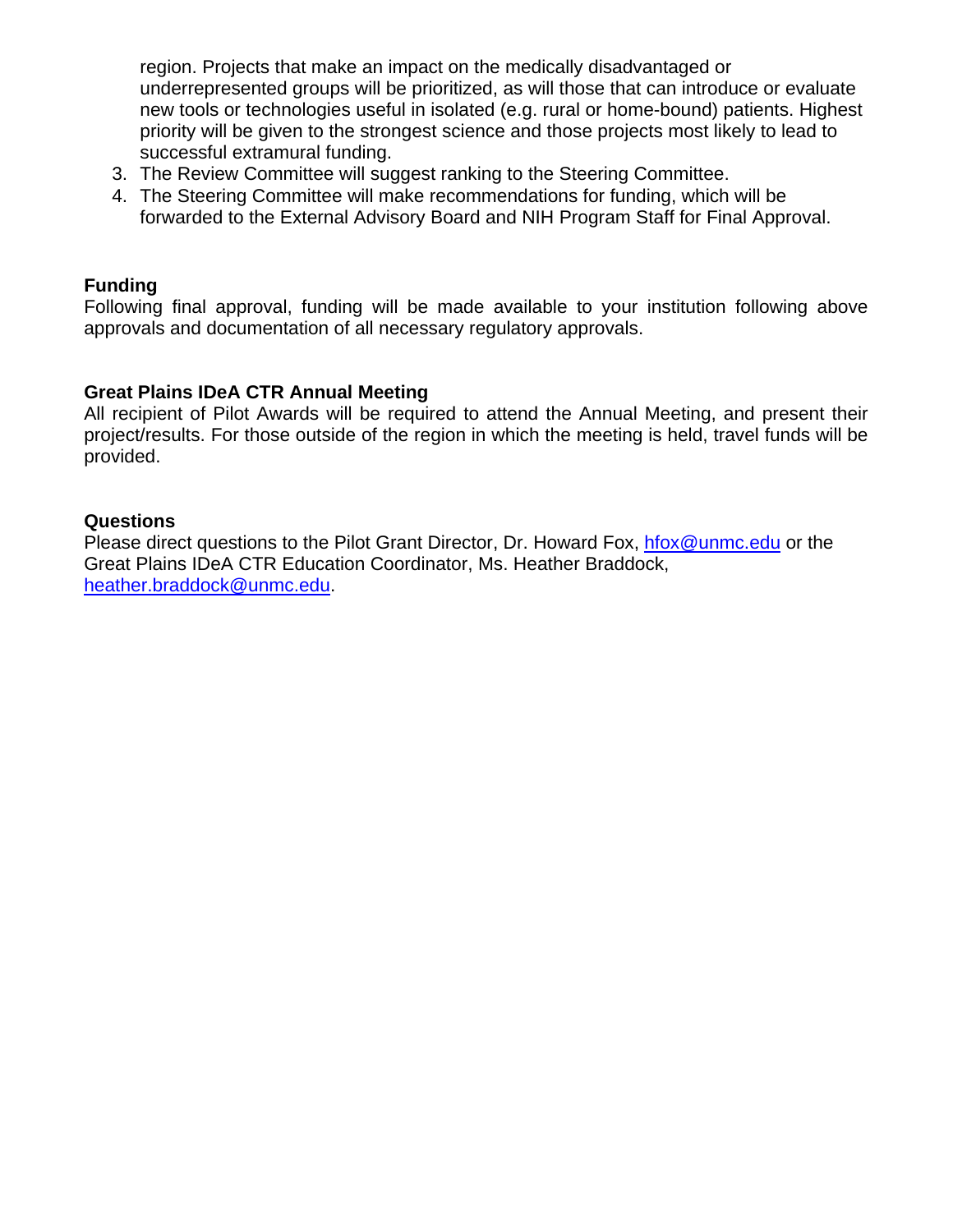region. Projects that make an impact on the medically disadvantaged or underrepresented groups will be prioritized, as will those that can introduce or evaluate new tools or technologies useful in isolated (e.g. rural or home-bound) patients. Highest priority will be given to the strongest science and those projects most likely to lead to successful extramural funding.

3. The Review Committee will suggest ranking to the Steering Committee.
4. The Steering Committee will make recommendations for funding, which will be forwarded to the External Advisory Board and NIH Program Staff for Final Approval.

**Funding**

Following final approval, funding will be made available to your institution following above approvals and documentation of all necessary regulatory approvals.

**Great Plains IDeA CTR Annual Meeting**

All recipient of Pilot Awards will be required to attend the Annual Meeting, and present their project/results. For those outside of the region in which the meeting is held, travel funds will be provided.

**Questions**

Please direct questions to the Pilot Grant Director, Dr. Howard Fox, hfox@unmc.edu or the Great Plains IDeA CTR Education Coordinator, Ms. Heather Braddock, heather.braddock@unmc.edu.